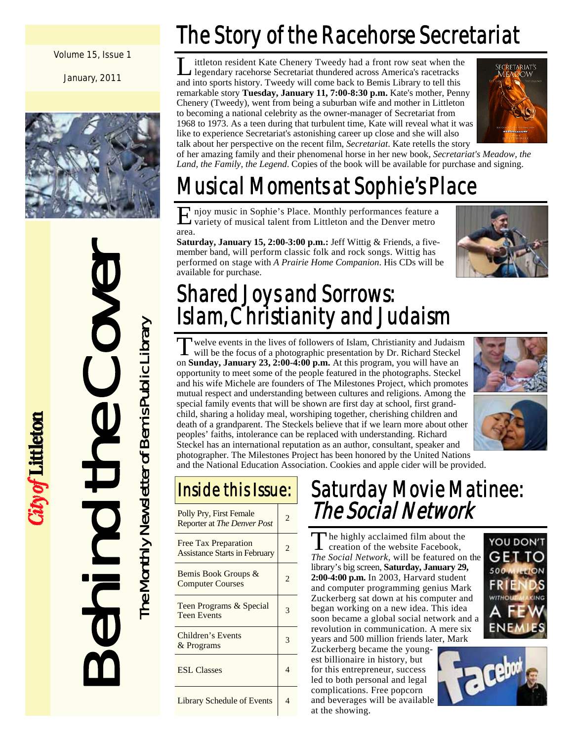Volume 15, Issue 1

January, 2011

# Behind the Cover

The Monthly Newsletter of Bemis Public Library

City of Littleton

## The Story of the Racehorse Secretariat

Littleton resident Kate Chenery Tweedy had a front row seat when the legendary racehorse Secretariat thundered across America's racetracks and into sports history. Tweedy will come back to Bemis Library to tell this remarkable story **Tuesday, January 11, 7:00-8:30 p.m.** Kate's mother, Penny Chenery (Tweedy), went from being a suburban wife and mother in Littleton to becoming a national celebrity as the owner-manager of Secretariat from 1968 to 1973. As a teen during that turbulent time, Kate will reveal what it was like to experience Secretariat's astonishing career up close and she will also talk about her perspective on the recent film, *Secretariat*. Kate retells the story of her amazing family and their phenomenal horse in her new book, *Secretariat's Meadow, the Land, the Family, the Legend*. Copies of the book will be available for purchase and signing.

## Musical Moments at Sophie's Place

Enjoy music in Sophie's Place. Monthly performances feature a variety of musical talent from Littleton and the Denver metro area.

**Saturday, January 15, 2:00-3:00 p.m.:** Jeff Wittig & Friends, a five-member band, will perform classic folk and rock songs. Wittig has performed on stage with *A Prairie Home Companion*. His CDs will be available for purchase.

## Shared Joys and Sorrows: Islam, Christianity and Judaism

Twelve events in the lives of followers of Islam, Christianity and Judaism will be the focus of a photographic presentation by Dr. Richard Steckel on **Sunday, January 23, 2:00-4:00 p.m.** At this program, you will have an opportunity to meet some of the people featured in the photographs. Steckel and his wife Michele are founders of The Milestones Project, which promotes mutual respect and understanding between cultures and religions. Among the special family events that will be shown are first day at school, first grandchild, sharing a holiday meal, worshiping together, cherishing children and death of a grandparent. The Steckels believe that if we learn more about other peoples' faiths, intolerance can be replaced with understanding. Richard Steckel has an international reputation as an author, consultant, speaker and photographer. The Milestones Project has been honored by the United Nations and the National Education Association. Cookies and apple cider will be provided.

## Inside this Issue:

| | |
|---|---|
| Polly Pry, First Female Reporter at *The Denver Post* | 2 |
| Free Tax Preparation Assistance Starts in February | 2 |
| Bemis Book Groups & Computer Courses | 2 |
| Teen Programs & Special Teen Events | 3 |
| Children's Events & Programs | 3 |
| ESL Classes | 4 |
| Library Schedule of Events | 4 |

## Saturday Movie Matinee: *The Social Network*

The highly acclaimed film about the creation of the website Facebook, *The Social Network*, will be featured on the library's big screen, **Saturday, January 29, 2:00-4:00 p.m.** In 2003, Harvard student and computer programming genius Mark Zuckerberg sat down at his computer and began working on a new idea. This idea soon became a global social network and a revolution in communication. A mere six years and 500 million friends later, Mark Zuckerberg became the youngest billionaire in history, but for this entrepreneur, success led to both personal and legal complications. Free popcorn and beverages will be available at the showing.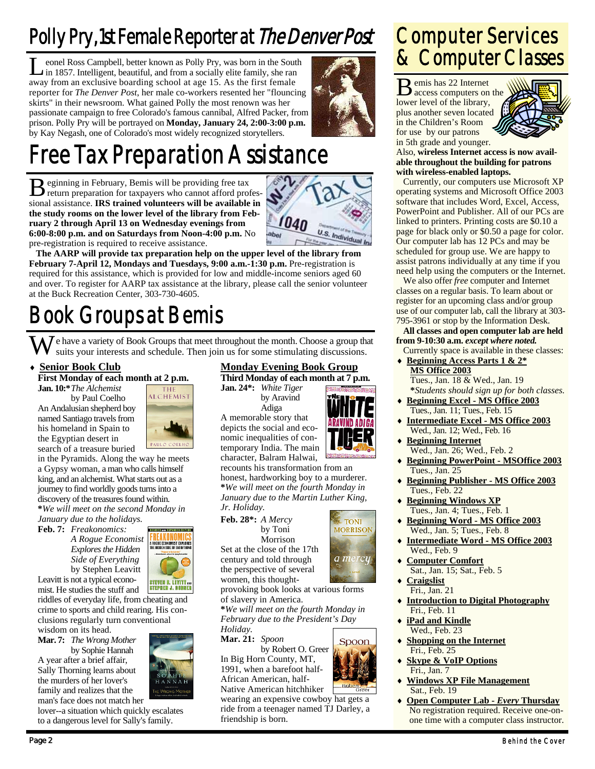# Polly Pry, 1st Female Reporter at *The Denver Post*

Leonel Ross Campbell, better known as Polly Pry, was born in the South in 1857. Intelligent, beautiful, and from a socially elite family, she ran away from an exclusive boarding school at age 15. As the first female reporter for *The Denver Post*, her male co-workers resented her "flouncing skirts" in their newsroom. What gained Polly the most renown was her passionate campaign to free Colorado's famous cannibal, Alfred Packer, from prison. Polly Pry will be portrayed on **Monday, January 24, 2:00-3:00 p.m.** by Kay Negash, one of Colorado's most widely recognized storytellers.

# Free Tax Preparation Assistance

Beginning in February, Bemis will be providing free tax return preparation for taxpayers who cannot afford professional assistance. **IRS trained volunteers will be available in the study rooms on the lower level of the library from February 2 through April 13 on Wednesday evenings from 6:00-8:00 p.m. and on Saturdays from Noon-4:00 p.m.** No pre-registration is required to receive assistance.

**The AARP will provide tax preparation help on the upper level of the library from February 7-April 12, Mondays and Tuesdays, 9:00 a.m.-1:30 p.m.** Pre-registration is required for this assistance, which is provided for low and middle-income seniors aged 60 and over. To register for AARP tax assistance at the library, please call the senior volunteer at the Buck Recreation Center, 303-730-4605.

# Book Groups at Bemis

We have a variety of Book Groups that meet throughout the month. Choose a group that suits your interests and schedule. Then join us for some stimulating discussions.

## Senior Book Club

**First Monday of each month at 2 p.m.**

**Jan. 10:*** *The Alchemist* by Paul Coelho

An Andalusian shepherd boy named Santiago travels from his homeland in Spain to the Egyptian desert in search of a treasure buried in the Pyramids. Along the way he meets a Gypsy woman, a man who calls himself king, and an alchemist. What starts out as a journey to find worldly goods turns into a discovery of the treasures found within.

**\****We will meet on the second Monday in January due to the holidays.*

**Feb. 7:** *Freakonomics: A Rogue Economist Explores the Hidden Side of Everything* by Stephen Leavitt

Leavitt is not a typical economist. He studies the stuff and riddles of everyday life, from cheating and crime to sports and child rearing. His conclusions regularly turn conventional wisdom on its head.

**Mar. 7:** *The Wrong Mother* by Sophie Hannah

A year after a brief affair, Sally Thorning learns about the murders of her lover's family and realizes that the man's face does not match her lover--a situation which quickly escalates to a dangerous level for Sally's family.

## Monday Evening Book Group

**Third Monday of each month at 7 p.m.**

**Jan. 24*:** *White Tiger* by Aravind Adiga

A memorable story that depicts the social and economic inequalities of contemporary India. The main character, Balram Halwai, recounts his transformation from an honest, hardworking boy to a murderer.

**\****We will meet on the fourth Monday in January due to the Martin Luther King, Jr. Holiday.*

**Feb. 28*:** *A Mercy* by Toni Morrison

Set at the close of the 17th century and told through the perspective of several women, this thought-provoking book looks at various forms of slavery in America.

**\****We will meet on the fourth Monday in February due to the President's Day Holiday.*

**Mar. 21:** *Spoon* by Robert O. Greer

In Big Horn County, MT, 1991, when a barefoot half-African American, half-Native American hitchhiker wearing an expensive cowboy hat gets a ride from a teenager named TJ Darley, a friendship is born.

# Computer Services & Computer Classes

Bemis has 22 Internet access computers on the lower level of the library, plus another seven located in the Children's Room for use by our patrons in 5th grade and younger. Also, **wireless Internet access is now available throughout the building for patrons with wireless-enabled laptops.**

Currently, our computers use Microsoft XP operating systems and Microsoft Office 2003 software that includes Word, Excel, Access, PowerPoint and Publisher. All of our PCs are linked to printers. Printing costs are $0.10 a page for black only or $0.50 a page for color. Our computer lab has 12 PCs and may be scheduled for group use. We are happy to assist patrons individually at any time if you need help using the computers or the Internet.

We also offer *free* computer and Internet classes on a regular basis. To learn about or register for an upcoming class and/or group use of our computer lab, call the library at 303-795-3961 or stop by the Information Desk.

**All classes and open computer lab are held from 9-10:30 a.m.** ***except where noted.***

Currently space is available in these classes:

- **Beginning Access Parts 1 & 2* MS Office 2003**
  Tues., Jan. 18 & Wed., Jan. 19
  ***Students should sign up for both classes.***
- **Beginning Excel - MS Office 2003**
  Tues., Jan. 11; Tues., Feb. 15
- **Intermediate Excel - MS Office 2003**
  Wed., Jan. 12; Wed., Feb. 16
- **Beginning Internet**
  Wed., Jan. 26; Wed., Feb. 2
- **Beginning PowerPoint - MSOffice 2003**
  Tues., Jan. 25
- **Beginning Publisher - MS Office 2003**
  Tues., Feb. 22
- **Beginning Windows XP**
  Tues., Jan. 4; Tues., Feb. 1
- **Beginning Word - MS Office 2003**
  Wed., Jan. 5; Tues., Feb. 8
- **Intermediate Word - MS Office 2003**
  Wed., Feb. 9
- **Computer Comfort**
  Sat., Jan. 15; Sat., Feb. 5
- **Craigslist**
  Fri., Jan. 21
- **Introduction to Digital Photography**
  Fri., Feb. 11
- **iPad and Kindle**
  Wed., Feb. 23
- **Shopping on the Internet**
  Fri., Feb. 25
- **Skype & VoIP Options**
  Fri., Jan. 7
- **Windows XP File Management**
  Sat., Feb. 19
- **Open Computer Lab - *Every* Thursday**
  No registration required. Receive one-on-one time with a computer class instructor.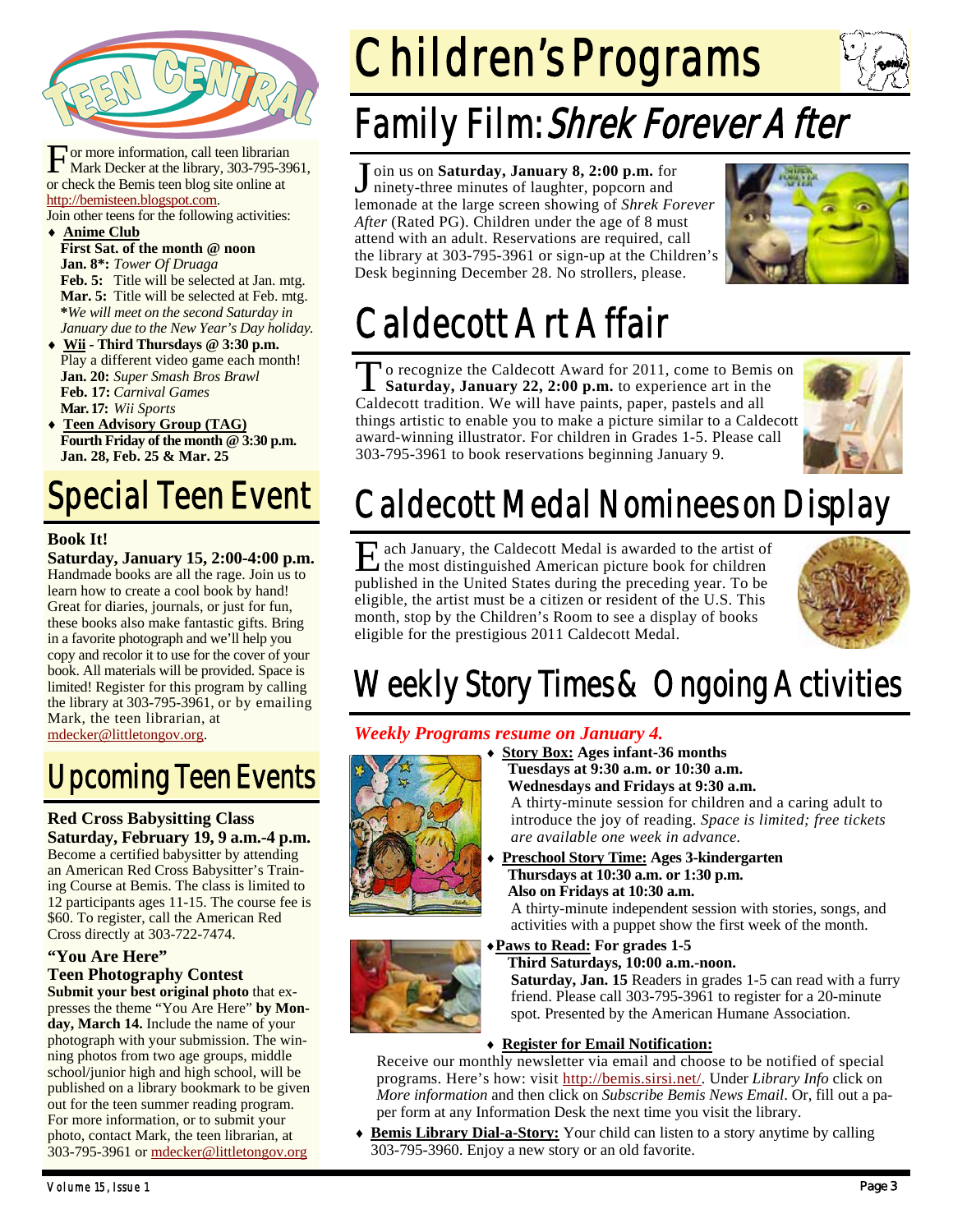# Teen Central

For more information, call teen librarian Mark Decker at the library, 303-795-3961, or check the Bemis teen blog site online at http://bemisteen.blogspot.com.

Join other teens for the following activities:

- **Anime Club**
  **First Sat. of the month @ noon**
  **Jan. 8*:** *Tower Of Druaga*
  **Feb. 5:** Title will be selected at Jan. mtg.
  **Mar. 5:** Title will be selected at Feb. mtg.
  ***We will meet on the second Saturday in January due to the New Year's Day holiday.*
- **Wii - Third Thursdays @ 3:30 p.m.**
  Play a different video game each month!
  **Jan. 20:** *Super Smash Bros Brawl*
  **Feb. 17:** *Carnival Games*
  **Mar. 17:** *Wii Sports*
- **Teen Advisory Group (TAG)**
  **Fourth Friday of the month @ 3:30 p.m.**
  **Jan. 28, Feb. 25 & Mar. 25**

## Special Teen Event

**Book It!**

**Saturday, January 15, 2:00-4:00 p.m.**

Handmade books are all the rage. Join us to learn how to create a cool book by hand! Great for diaries, journals, or just for fun, these books also make fantastic gifts. Bring in a favorite photograph and we'll help you copy and recolor it to use for the cover of your book. All materials will be provided. Space is limited! Register for this program by calling the library at 303-795-3961, or by emailing Mark, the teen librarian, at mdecker@littletongov.org.

## Upcoming Teen Events

**Red Cross Babysitting Class**

**Saturday, February 19, 9 a.m.-4 p.m.**

Become a certified babysitter by attending an American Red Cross Babysitter's Training Course at Bemis. The class is limited to 12 participants ages 11-15. The course fee is $60. To register, call the American Red Cross directly at 303-722-7474.

**"You Are Here"**

**Teen Photography Contest**

**Submit your best original photo** that expresses the theme "You Are Here" **by Monday, March 14.** Include the name of your photograph with your submission. The winning photos from two age groups, middle school/junior high and high school, will be published on a library bookmark to be given out for the teen summer reading program. For more information, or to submit your photo, contact Mark, the teen librarian, at 303-795-3961 or mdecker@littletongov.org

# Children's Programs

## Family Film: *Shrek Forever After*

Join us on **Saturday, January 8, 2:00 p.m.** for ninety-three minutes of laughter, popcorn and lemonade at the large screen showing of *Shrek Forever After* (Rated PG). Children under the age of 8 must attend with an adult. Reservations are required, call the library at 303-795-3961 or sign-up at the Children's Desk beginning December 28. No strollers, please.

## Caldecott Art Affair

To recognize the Caldecott Award for 2011, come to Bemis on **Saturday, January 22, 2:00 p.m.** to experience art in the Caldecott tradition. We will have paints, paper, pastels and all things artistic to enable you to make a picture similar to a Caldecott award-winning illustrator. For children in Grades 1-5. Please call 303-795-3961 to book reservations beginning January 9.

## Caldecott Medal Nominees on Display

Each January, the Caldecott Medal is awarded to the artist of the most distinguished American picture book for children published in the United States during the preceding year. To be eligible, the artist must be a citizen or resident of the U.S. This month, stop by the Children's Room to see a display of books eligible for the prestigious 2011 Caldecott Medal.

## Weekly Story Times & Ongoing Activities

***Weekly Programs resume on January 4.***

- **Story Box: Ages infant-36 months**
  **Tuesdays at 9:30 a.m. or 10:30 a.m.**
  **Wednesdays and Fridays at 9:30 a.m.**
  A thirty-minute session for children and a caring adult to introduce the joy of reading. *Space is limited; free tickets are available one week in advance.*
- **Preschool Story Time: Ages 3-kindergarten**
  **Thursdays at 10:30 a.m. or 1:30 p.m.**
  **Also on Fridays at 10:30 a.m.**
  A thirty-minute independent session with stories, songs, and activities with a puppet show the first week of the month.
- **Paws to Read: For grades 1-5**
  **Third Saturdays, 10:00 a.m.-noon.**
  **Saturday, Jan. 15** Readers in grades 1-5 can read with a furry friend. Please call 303-795-3961 to register for a 20-minute spot. Presented by the American Humane Association.
- **Register for Email Notification:**
  Receive our monthly newsletter via email and choose to be notified of special programs. Here's how: visit http://bemis.sirsi.net/. Under *Library Info* click on *More information* and then click on *Subscribe Bemis News Email*. Or, fill out a paper form at any Information Desk the next time you visit the library.
- **Bemis Library Dial-a-Story:** Your child can listen to a story anytime by calling 303-795-3960. Enjoy a new story or an old favorite.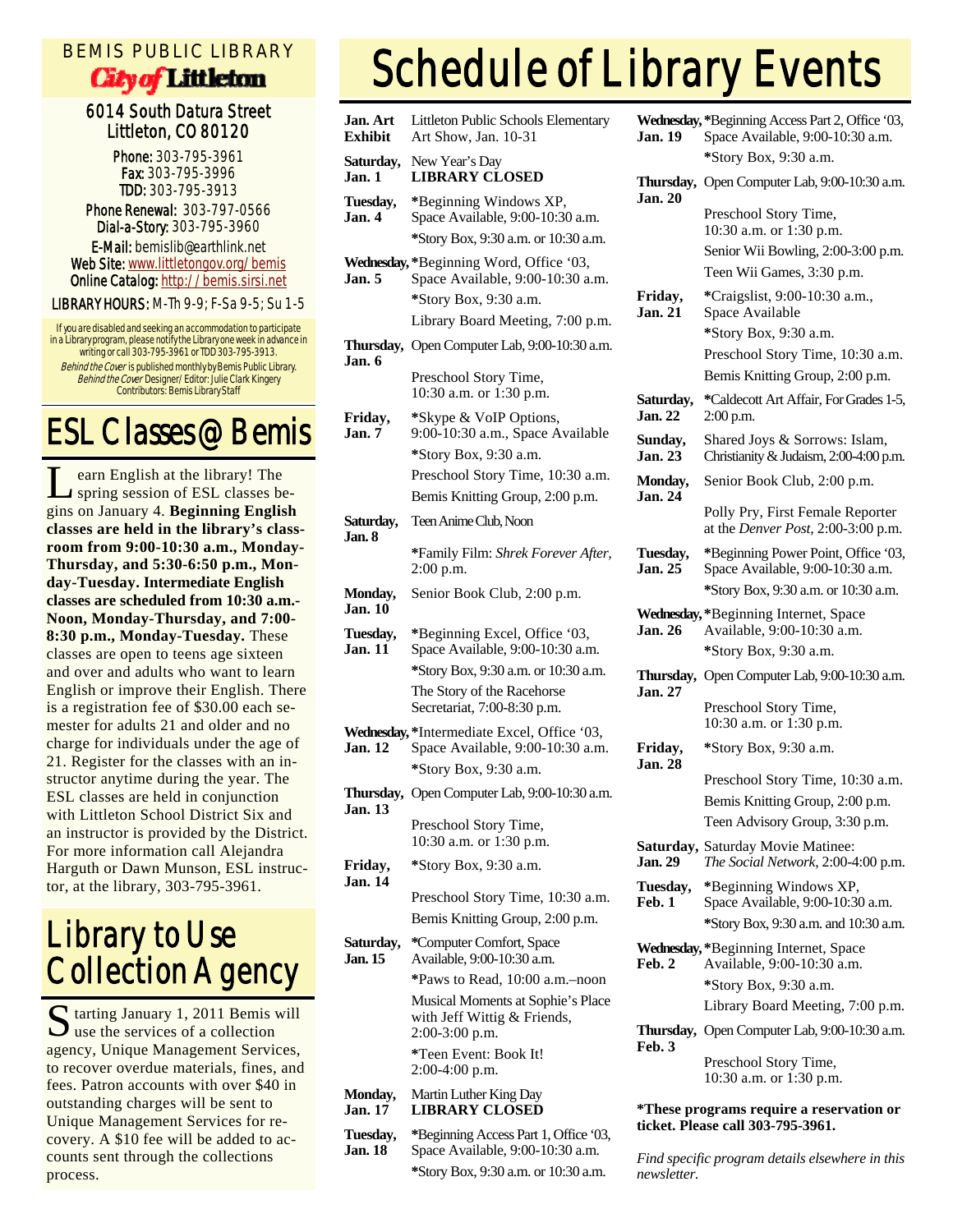BEMIS PUBLIC LIBRARY

**City of Littleton**

6014 South Datura Street
Littleton, CO 80120

Phone: 303-795-3961
Fax: 303-795-3996
TDD: 303-795-3913
Phone Renewal: 303-797-0566
Dial-a-Story: 303-795-3960
E-Mail: bemislib@earthlink.net
Web Site: www.littletongov.org/bemis
Online Catalog: http://bemis.sirsi.net

LIBRARY HOURS: M-Th 9-9; F-Sa 9-5; Su 1-5

If you are disabled and seeking an accommodation to participate in a Library program, please notify the Library one week in advance in writing or call 303-795-3961 or TDD 303-795-3913.

*Behind the Cover* is published monthly by Bemis Public Library.
*Behind the Cover* Designer/ Editor: Julie Clark Kingery
Contributors: Bemis Library Staff

# ESL Classes @ Bemis

Learn English at the library! The spring session of ESL classes begins on January 4. **Beginning English classes are held in the library's classroom from 9:00-10:30 a.m., Monday-Thursday, and 5:30-6:50 p.m., Monday-Tuesday. Intermediate English classes are scheduled from 10:30 a.m.-Noon, Monday-Thursday, and 7:00-8:30 p.m., Monday-Tuesday.** These classes are open to teens age sixteen and over and adults who want to learn English or improve their English. There is a registration fee of $30.00 each semester for adults 21 and older and no charge for individuals under the age of 21. Register for the classes with an instructor anytime during the year. The ESL classes are held in conjunction with Littleton School District Six and an instructor is provided by the District. For more information call Alejandra Harguth or Dawn Munson, ESL instructor, at the library, 303-795-3961.

# Library to Use Collection Agency

Starting January 1, 2011 Bemis will use the services of a collection agency, Unique Management Services, to recover overdue materials, fines, and fees. Patron accounts with over $40 in outstanding charges will be sent to Unique Management Services for recovery. A $10 fee will be added to accounts sent through the collections process.

# Schedule of Library Events

**Jan. Art Exhibit** — Littleton Public Schools Elementary Art Show, Jan. 10-31

**Saturday, Jan. 1**
- New Year's Day **LIBRARY CLOSED**

**Tuesday, Jan. 4**
- *Beginning Windows XP, Space Available, 9:00-10:30 a.m.
- *Story Box, 9:30 a.m. or 10:30 a.m.

**Wednesday, Jan. 5**
- *Beginning Word, Office '03, Space Available, 9:00-10:30 a.m.
- *Story Box, 9:30 a.m.
- Library Board Meeting, 7:00 p.m.

**Thursday, Jan. 6**
- Open Computer Lab, 9:00-10:30 a.m.
- Preschool Story Time, 10:30 a.m. or 1:30 p.m.

**Friday, Jan. 7**
- *Skype & VoIP Options, 9:00-10:30 a.m., Space Available
- *Story Box, 9:30 a.m.
- Preschool Story Time, 10:30 a.m.
- Bemis Knitting Group, 2:00 p.m.

**Saturday, Jan. 8**
- Teen Anime Club, Noon
- *Family Film: *Shrek Forever After,* 2:00 p.m.

**Monday, Jan. 10**
- Senior Book Club, 2:00 p.m.

**Tuesday, Jan. 11**
- *Beginning Excel, Office '03, Space Available, 9:00-10:30 a.m.
- *Story Box, 9:30 a.m. or 10:30 a.m.
- The Story of the Racehorse Secretariat, 7:00-8:30 p.m.

**Wednesday, Jan. 12**
- *Intermediate Excel, Office '03, Space Available, 9:00-10:30 a.m.
- *Story Box, 9:30 a.m.

**Thursday, Jan. 13**
- Open Computer Lab, 9:00-10:30 a.m.
- Preschool Story Time, 10:30 a.m. or 1:30 p.m.

**Friday, Jan. 14**
- *Story Box, 9:30 a.m.
- Preschool Story Time, 10:30 a.m.
- Bemis Knitting Group, 2:00 p.m.

**Saturday, Jan. 15**
- *Computer Comfort, Space Available, 9:00-10:30 a.m.
- *Paws to Read, 10:00 a.m.–noon
- Musical Moments at Sophie's Place with Jeff Wittig & Friends, 2:00-3:00 p.m.
- *Teen Event: Book It! 2:00-4:00 p.m.

**Monday, Jan. 17**
- Martin Luther King Day **LIBRARY CLOSED**

**Tuesday, Jan. 18**
- *Beginning Access Part 1, Office '03, Space Available, 9:00-10:30 a.m.
- *Story Box, 9:30 a.m. or 10:30 a.m.

**Wednesday, Jan. 19**
- *Beginning Access Part 2, Office '03, Space Available, 9:00-10:30 a.m.
- *Story Box, 9:30 a.m.

**Thursday, Jan. 20**
- Open Computer Lab, 9:00-10:30 a.m.
- Preschool Story Time, 10:30 a.m. or 1:30 p.m.
- Senior Wii Bowling, 2:00-3:00 p.m.
- Teen Wii Games, 3:30 p.m.

**Friday, Jan. 21**
- *Craigslist, 9:00-10:30 a.m., Space Available
- *Story Box, 9:30 a.m.
- Preschool Story Time, 10:30 a.m.
- Bemis Knitting Group, 2:00 p.m.

**Saturday, Jan. 22**
- *Caldecott Art Affair, For Grades 1-5, 2:00 p.m.

**Sunday, Jan. 23**
- Shared Joys & Sorrows: Islam, Christianity & Judaism, 2:00-4:00 p.m.

**Monday, Jan. 24**
- Senior Book Club, 2:00 p.m.
- Polly Pry, First Female Reporter at the *Denver Post,* 2:00-3:00 p.m.

**Tuesday, Jan. 25**
- *Beginning Power Point, Office '03, Space Available, 9:00-10:30 a.m.
- *Story Box, 9:30 a.m. or 10:30 a.m.

**Wednesday, Jan. 26**
- *Beginning Internet, Space Available, 9:00-10:30 a.m.
- *Story Box, 9:30 a.m.

**Thursday, Jan. 27**
- Open Computer Lab, 9:00-10:30 a.m.
- Preschool Story Time, 10:30 a.m. or 1:30 p.m.

**Friday, Jan. 28**
- *Story Box, 9:30 a.m.
- Preschool Story Time, 10:30 a.m.
- Bemis Knitting Group, 2:00 p.m.
- Teen Advisory Group, 3:30 p.m.

**Saturday, Jan. 29**
- Saturday Movie Matinee: *The Social Network,* 2:00-4:00 p.m.

**Tuesday, Feb. 1**
- *Beginning Windows XP, Space Available, 9:00-10:30 a.m.
- *Story Box, 9:30 a.m. and 10:30 a.m.

**Wednesday, Feb. 2**
- *Beginning Internet, Space Available, 9:00-10:30 a.m.
- *Story Box, 9:30 a.m.
- Library Board Meeting, 7:00 p.m.

**Thursday, Feb. 3**
- Open Computer Lab, 9:00-10:30 a.m.
- Preschool Story Time, 10:30 a.m. or 1:30 p.m.

**\*These programs require a reservation or ticket. Please call 303-795-3961.**

*Find specific program details elsewhere in this newsletter.*